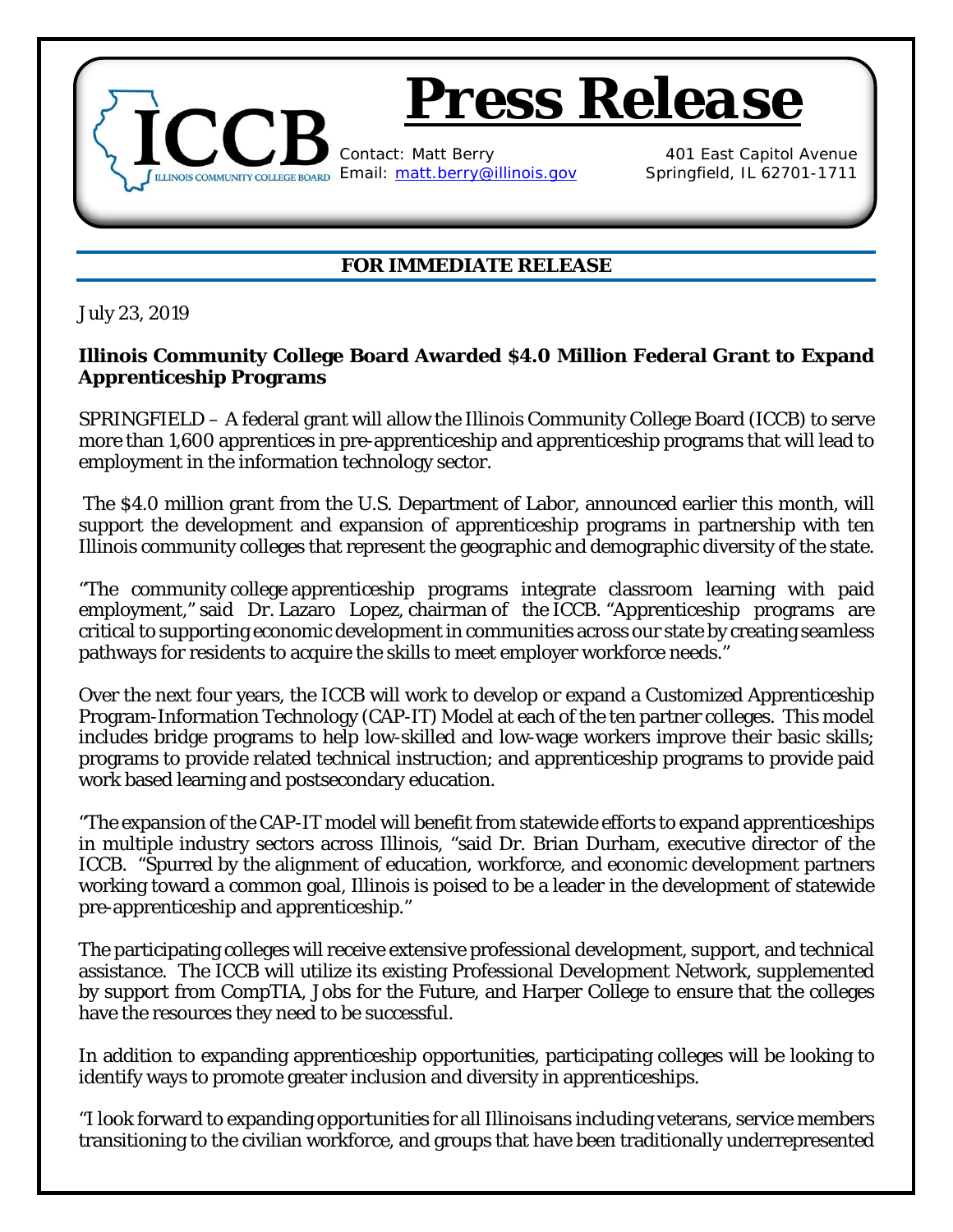# Press Release

ICCB — Illinois Community College Board

Contact: Matt Berry
Email: matt.berry@illinois.gov

401 East Capitol Avenue
Springfield, IL 62701-1711

**FOR IMMEDIATE RELEASE**

July 23, 2019

**Illinois Community College Board Awarded $4.0 Million Federal Grant to Expand Apprenticeship Programs**

SPRINGFIELD – A federal grant will allow the Illinois Community College Board (ICCB) to serve more than 1,600 apprentices in pre-apprenticeship and apprenticeship programs that will lead to employment in the information technology sector.

The $4.0 million grant from the U.S. Department of Labor, announced earlier this month, will support the development and expansion of apprenticeship programs in partnership with ten Illinois community colleges that represent the geographic and demographic diversity of the state.

"The community college apprenticeship programs integrate classroom learning with paid employment," said Dr. Lazaro Lopez, chairman of the ICCB. "Apprenticeship programs are critical to supporting economic development in communities across our state by creating seamless pathways for residents to acquire the skills to meet employer workforce needs."

Over the next four years, the ICCB will work to develop or expand a Customized Apprenticeship Program-Information Technology (CAP-IT) Model at each of the ten partner colleges. This model includes bridge programs to help low-skilled and low-wage workers improve their basic skills; programs to provide related technical instruction; and apprenticeship programs to provide paid work based learning and postsecondary education.

"The expansion of the CAP-IT model will benefit from statewide efforts to expand apprenticeships in multiple industry sectors across Illinois, "said Dr. Brian Durham, executive director of the ICCB. "Spurred by the alignment of education, workforce, and economic development partners working toward a common goal, Illinois is poised to be a leader in the development of statewide pre-apprenticeship and apprenticeship."

The participating colleges will receive extensive professional development, support, and technical assistance. The ICCB will utilize its existing Professional Development Network, supplemented by support from CompTIA, Jobs for the Future, and Harper College to ensure that the colleges have the resources they need to be successful.

In addition to expanding apprenticeship opportunities, participating colleges will be looking to identify ways to promote greater inclusion and diversity in apprenticeships.

"I look forward to expanding opportunities for all Illinoisans including veterans, service members transitioning to the civilian workforce, and groups that have been traditionally underrepresented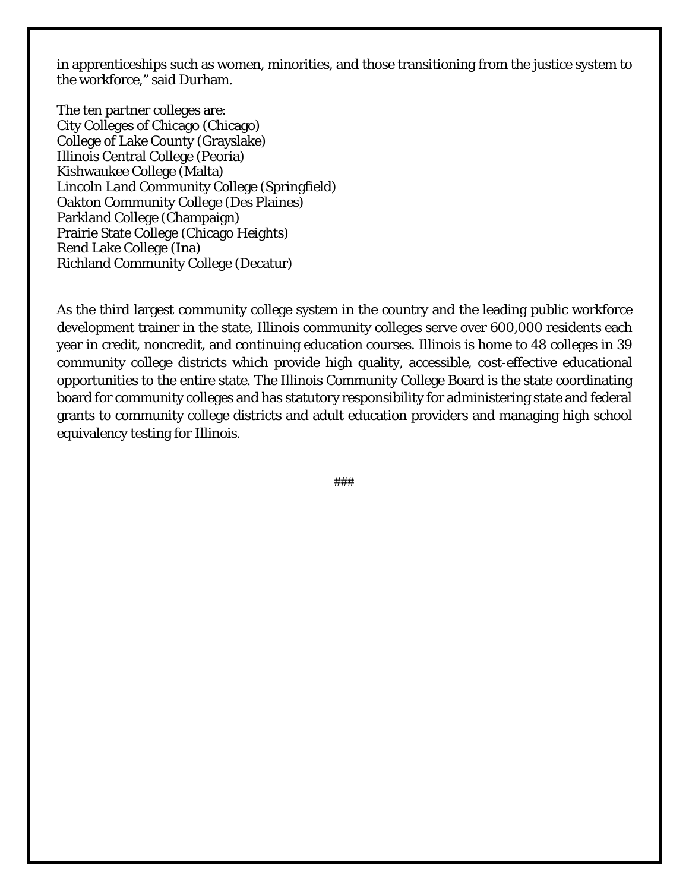in apprenticeships such as women, minorities, and those transitioning from the justice system to the workforce," said Durham.

The ten partner colleges are:
City Colleges of Chicago (Chicago)
College of Lake County (Grayslake)
Illinois Central College (Peoria)
Kishwaukee College (Malta)
Lincoln Land Community College (Springfield)
Oakton Community College (Des Plaines)
Parkland College (Champaign)
Prairie State College (Chicago Heights)
Rend Lake College (Ina)
Richland Community College (Decatur)

As the third largest community college system in the country and the leading public workforce development trainer in the state, Illinois community colleges serve over 600,000 residents each year in credit, noncredit, and continuing education courses. Illinois is home to 48 colleges in 39 community college districts which provide high quality, accessible, cost-effective educational opportunities to the entire state. The Illinois Community College Board is the state coordinating board for community colleges and has statutory responsibility for administering state and federal grants to community college districts and adult education providers and managing high school equivalency testing for Illinois.

###